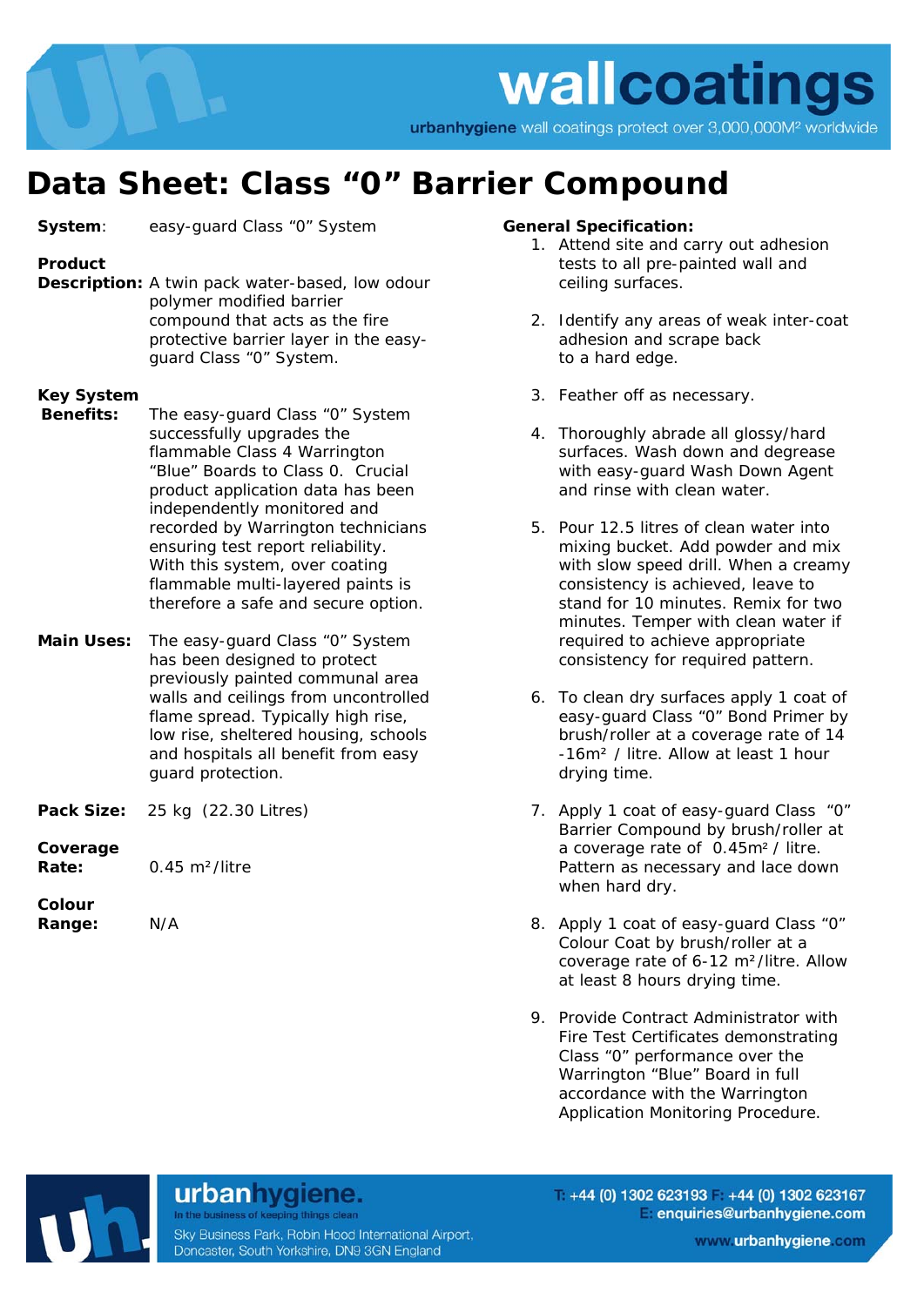wallcoatings

urbanhygiene wall coatings protect over 3,000,000M² worldwide

# Data Sheet: Class "0" Barrier Compound

**System**: easy-guard Class "0" System

**Product Description:** A twin pack water-based, low odour polymer modified barrier compound that acts as the fire protective barrier layer in the easy-guard Class "0" System.

**Key System Benefits:** The easy-guard Class "0" System successfully upgrades the flammable Class 4 Warrington "Blue" Boards to Class 0. Crucial product application data has been independently monitored and recorded by Warrington technicians ensuring test report reliability. With this system, over coating flammable multi-layered paints is therefore a safe and secure option.

**Main Uses:** The easy-guard Class "0" System has been designed to protect previously painted communal area walls and ceilings from uncontrolled flame spread. Typically high rise, low rise, sheltered housing, schools and hospitals all benefit from easy guard protection.

**Pack Size:** 25 kg (22.30 Litres)

**Coverage Rate:** 0.45 m²/litre

**Colour Range:** N/A

**General Specification:**

1. Attend site and carry out adhesion tests to all pre-painted wall and ceiling surfaces.
2. Identify any areas of weak inter-coat adhesion and scrape back to a hard edge.
3. Feather off as necessary.
4. Thoroughly abrade all glossy/hard surfaces. Wash down and degrease with easy-guard Wash Down Agent and rinse with clean water.
5. Pour 12.5 litres of clean water into mixing bucket. Add powder and mix with slow speed drill. When a creamy consistency is achieved, leave to stand for 10 minutes. Remix for two minutes. Temper with clean water if required to achieve appropriate consistency for required pattern.
6. To clean dry surfaces apply 1 coat of easy-guard Class "0" Bond Primer by brush/roller at a coverage rate of 14 -16m² / litre. Allow at least 1 hour drying time.
7. Apply 1 coat of easy-guard Class "0" Barrier Compound by brush/roller at a coverage rate of 0.45m² / litre. Pattern as necessary and lace down when hard dry.
8. Apply 1 coat of easy-guard Class "0" Colour Coat by brush/roller at a coverage rate of 6-12 m²/litre. Allow at least 8 hours drying time.
9. Provide Contract Administrator with Fire Test Certificates demonstrating Class "0" performance over the Warrington "Blue" Board in full accordance with the Warrington Application Monitoring Procedure.

urbanhygiene.
In the business of keeping things clean

Sky Business Park, Robin Hood International Airport, Doncaster, South Yorkshire, DN9 3GN England

T: +44 (0) 1302 623193 F: +44 (0) 1302 623167
E: enquiries@urbanhygiene.com
www.urbanhygiene.com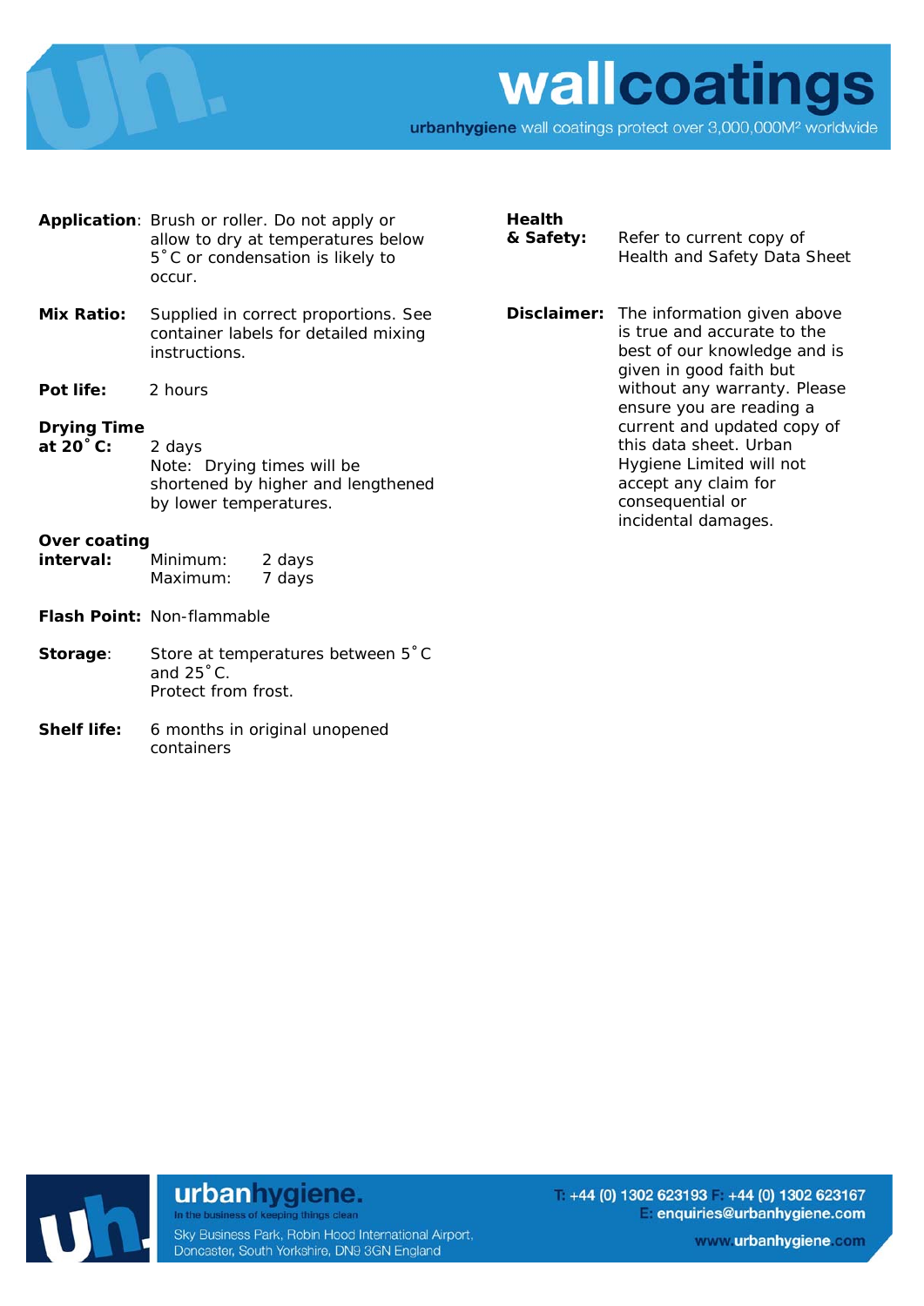**Application**: Brush or roller. Do not apply or allow to dry at temperatures below 5˚C or condensation is likely to occur.

**Mix Ratio:** Supplied in correct proportions. See container labels for detailed mixing instructions.

**Pot life:** 2 hours

**Drying Time at 20˚C:** 2 days
Note: Drying times will be shortened by higher and lengthened by lower temperatures.

**Over coating interval:**
Minimum: 2 days
Maximum: 7 days

**Flash Point:** Non-flammable

**Storage**: Store at temperatures between 5˚C and 25˚C.
Protect from frost.

**Shelf life:** 6 months in original unopened containers

**Health & Safety:** Refer to current copy of Health and Safety Data Sheet

**Disclaimer:** The information given above is true and accurate to the best of our knowledge and is given in good faith but without any warranty. Please ensure you are reading a current and updated copy of this data sheet. Urban Hygiene Limited will not accept any claim for consequential or incidental damages.